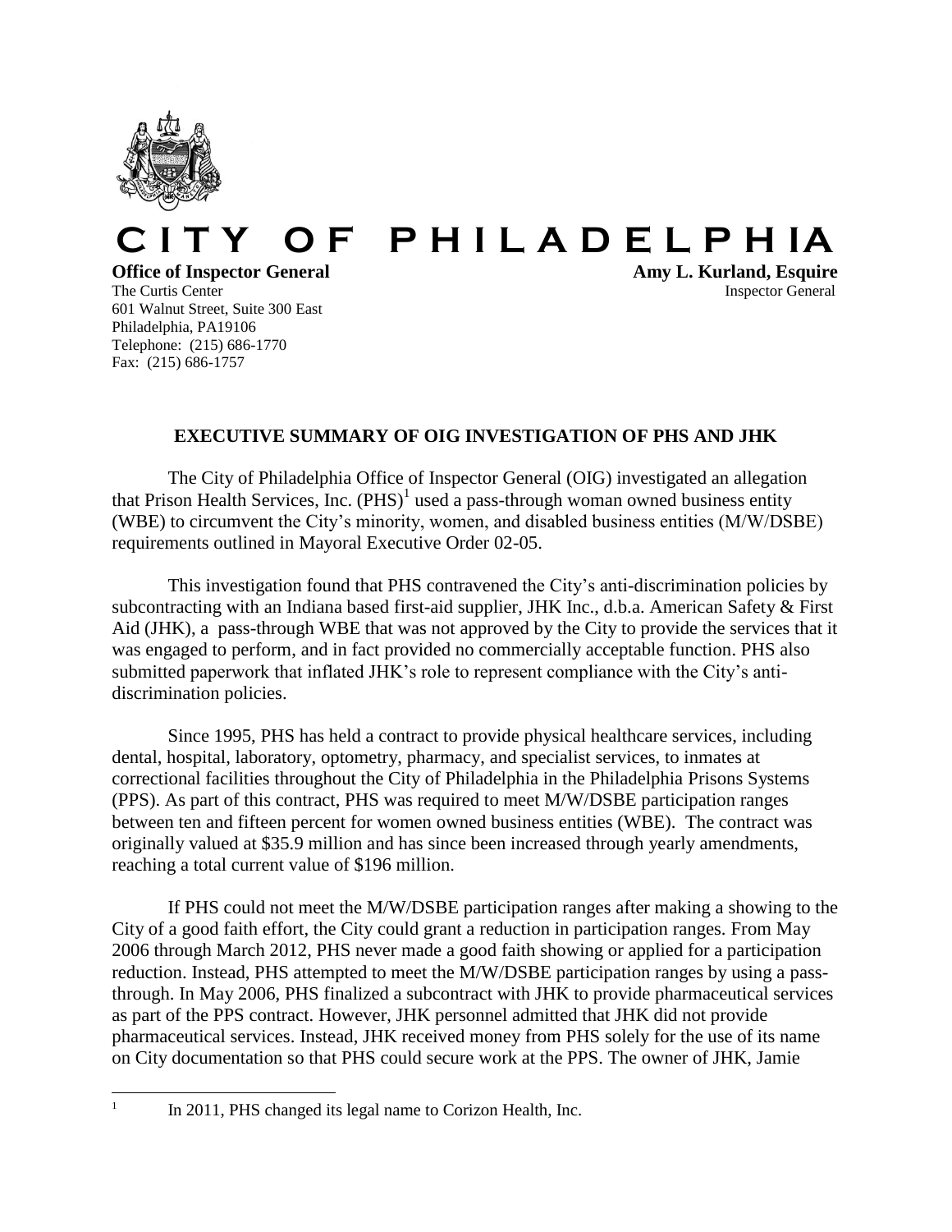# CITY OF PHILADELPHIA

**Office of Inspector General**
The Curtis Center
601 Walnut Street, Suite 300 East
Philadelphia, PA19106
Telephone: (215) 686-1770
Fax: (215) 686-1757

**Amy L. Kurland, Esquire**
Inspector General

## EXECUTIVE SUMMARY OF OIG INVESTIGATION OF PHS AND JHK

The City of Philadelphia Office of Inspector General (OIG) investigated an allegation that Prison Health Services, Inc. (PHS)[1] used a pass-through woman owned business entity (WBE) to circumvent the City's minority, women, and disabled business entities (M/W/DSBE) requirements outlined in Mayoral Executive Order 02-05.

This investigation found that PHS contravened the City's anti-discrimination policies by subcontracting with an Indiana based first-aid supplier, JHK Inc., d.b.a. American Safety & First Aid (JHK), a pass-through WBE that was not approved by the City to provide the services that it was engaged to perform, and in fact provided no commercially acceptable function. PHS also submitted paperwork that inflated JHK's role to represent compliance with the City's anti-discrimination policies.

Since 1995, PHS has held a contract to provide physical healthcare services, including dental, hospital, laboratory, optometry, pharmacy, and specialist services, to inmates at correctional facilities throughout the City of Philadelphia in the Philadelphia Prisons Systems (PPS). As part of this contract, PHS was required to meet M/W/DSBE participation ranges between ten and fifteen percent for women owned business entities (WBE). The contract was originally valued at $35.9 million and has since been increased through yearly amendments, reaching a total current value of $196 million.

If PHS could not meet the M/W/DSBE participation ranges after making a showing to the City of a good faith effort, the City could grant a reduction in participation ranges. From May 2006 through March 2012, PHS never made a good faith showing or applied for a participation reduction. Instead, PHS attempted to meet the M/W/DSBE participation ranges by using a pass-through. In May 2006, PHS finalized a subcontract with JHK to provide pharmaceutical services as part of the PPS contract. However, JHK personnel admitted that JHK did not provide pharmaceutical services. Instead, JHK received money from PHS solely for the use of its name on City documentation so that PHS could secure work at the PPS. The owner of JHK, Jamie

[1] In 2011, PHS changed its legal name to Corizon Health, Inc.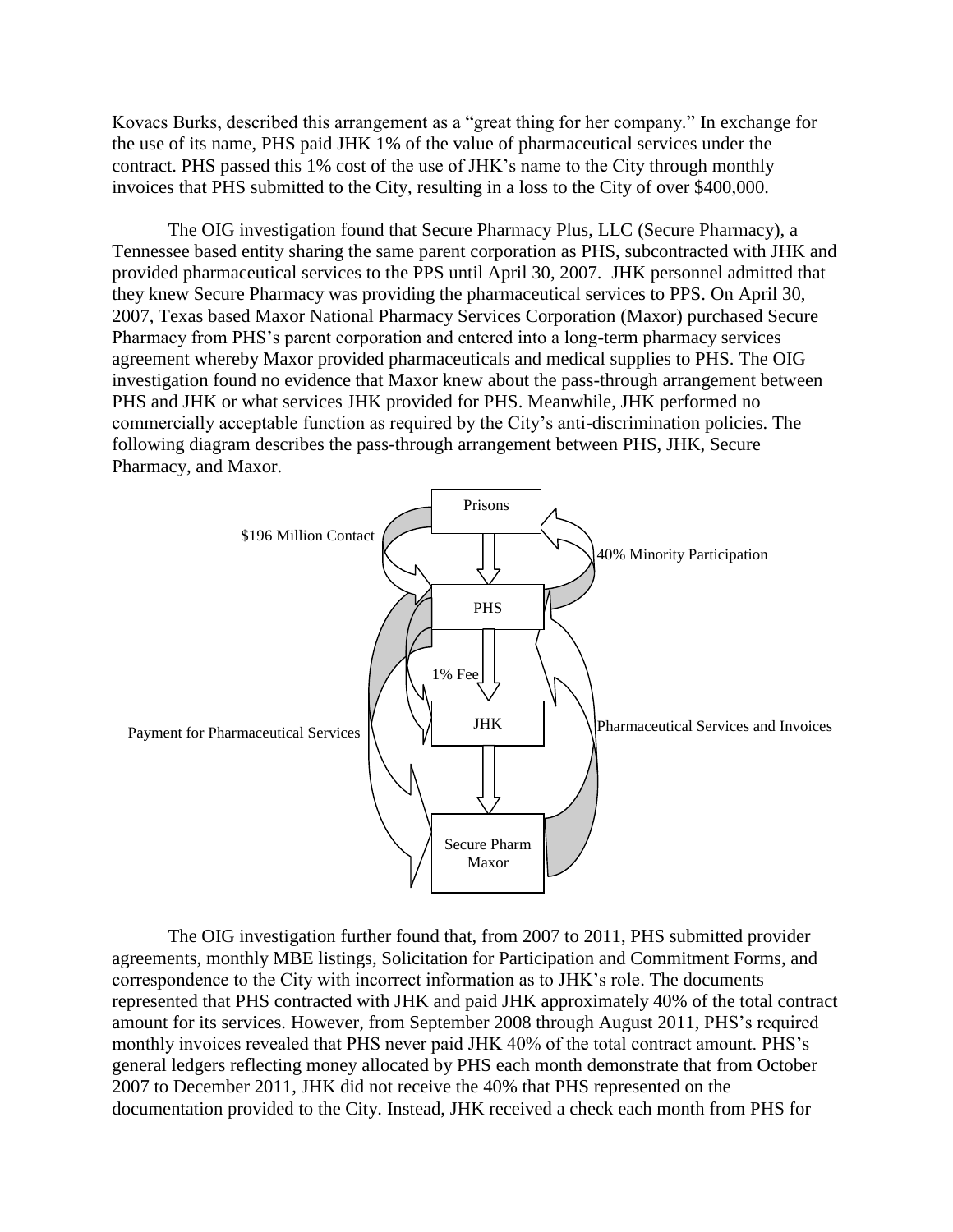Kovacs Burks, described this arrangement as a "great thing for her company." In exchange for the use of its name, PHS paid JHK 1% of the value of pharmaceutical services under the contract. PHS passed this 1% cost of the use of JHK's name to the City through monthly invoices that PHS submitted to the City, resulting in a loss to the City of over $400,000.

The OIG investigation found that Secure Pharmacy Plus, LLC (Secure Pharmacy), a Tennessee based entity sharing the same parent corporation as PHS, subcontracted with JHK and provided pharmaceutical services to the PPS until April 30, 2007. JHK personnel admitted that they knew Secure Pharmacy was providing the pharmaceutical services to PPS. On April 30, 2007, Texas based Maxor National Pharmacy Services Corporation (Maxor) purchased Secure Pharmacy from PHS's parent corporation and entered into a long-term pharmacy services agreement whereby Maxor provided pharmaceuticals and medical supplies to PHS. The OIG investigation found no evidence that Maxor knew about the pass-through arrangement between PHS and JHK or what services JHK provided for PHS. Meanwhile, JHK performed no commercially acceptable function as required by the City's anti-discrimination policies. The following diagram describes the pass-through arrangement between PHS, JHK, Secure Pharmacy, and Maxor.

Prisons

$196 Million Contact

40% Minority Participation

PHS

1% Fee

JHK

Payment for Pharmaceutical Services

Pharmaceutical Services and Invoices

Secure Pharm Maxor

The OIG investigation further found that, from 2007 to 2011, PHS submitted provider agreements, monthly MBE listings, Solicitation for Participation and Commitment Forms, and correspondence to the City with incorrect information as to JHK's role. The documents represented that PHS contracted with JHK and paid JHK approximately 40% of the total contract amount for its services. However, from September 2008 through August 2011, PHS's required monthly invoices revealed that PHS never paid JHK 40% of the total contract amount. PHS's general ledgers reflecting money allocated by PHS each month demonstrate that from October 2007 to December 2011, JHK did not receive the 40% that PHS represented on the documentation provided to the City. Instead, JHK received a check each month from PHS for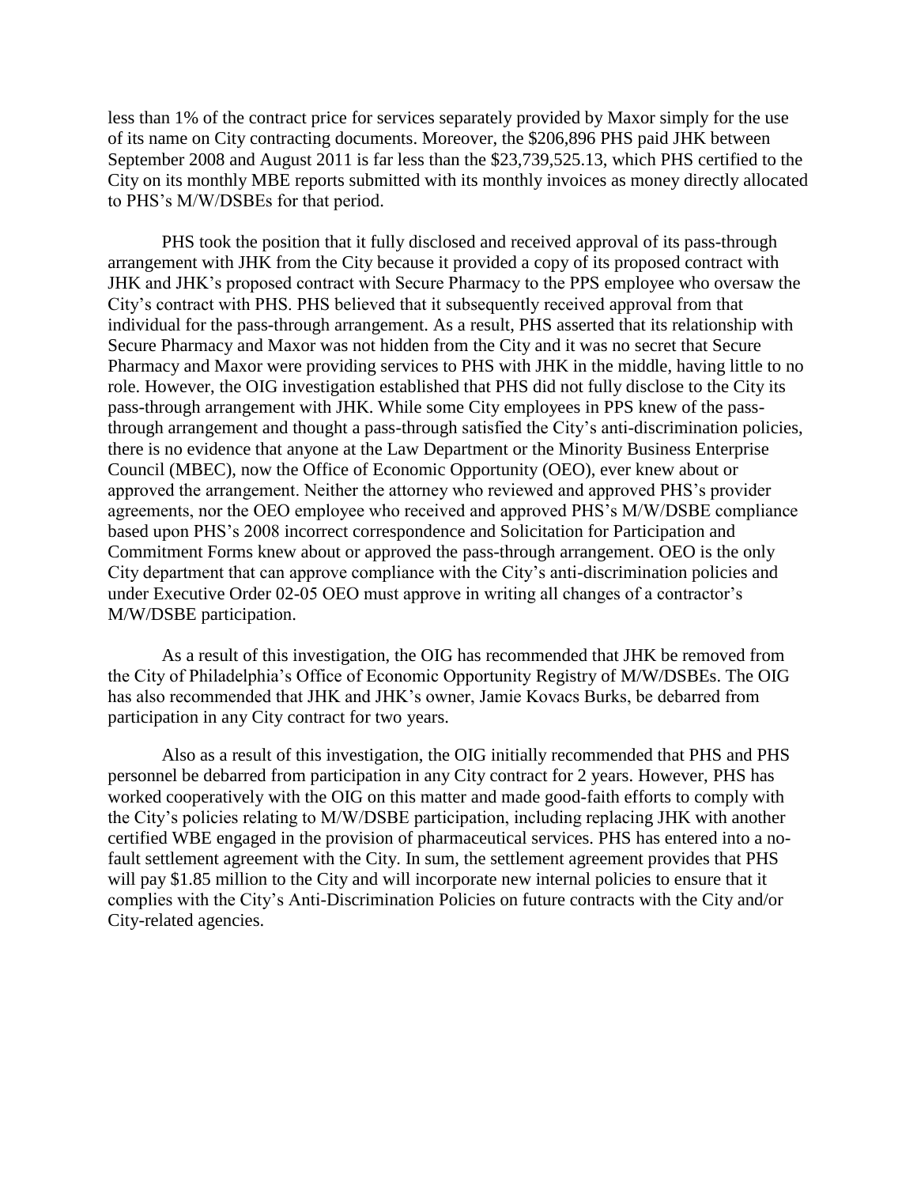less than 1% of the contract price for services separately provided by Maxor simply for the use of its name on City contracting documents. Moreover, the $206,896 PHS paid JHK between September 2008 and August 2011 is far less than the $23,739,525.13, which PHS certified to the City on its monthly MBE reports submitted with its monthly invoices as money directly allocated to PHS's M/W/DSBEs for that period.

PHS took the position that it fully disclosed and received approval of its pass-through arrangement with JHK from the City because it provided a copy of its proposed contract with JHK and JHK's proposed contract with Secure Pharmacy to the PPS employee who oversaw the City's contract with PHS. PHS believed that it subsequently received approval from that individual for the pass-through arrangement. As a result, PHS asserted that its relationship with Secure Pharmacy and Maxor was not hidden from the City and it was no secret that Secure Pharmacy and Maxor were providing services to PHS with JHK in the middle, having little to no role. However, the OIG investigation established that PHS did not fully disclose to the City its pass-through arrangement with JHK. While some City employees in PPS knew of the pass-through arrangement and thought a pass-through satisfied the City's anti-discrimination policies, there is no evidence that anyone at the Law Department or the Minority Business Enterprise Council (MBEC), now the Office of Economic Opportunity (OEO), ever knew about or approved the arrangement. Neither the attorney who reviewed and approved PHS's provider agreements, nor the OEO employee who received and approved PHS's M/W/DSBE compliance based upon PHS's 2008 incorrect correspondence and Solicitation for Participation and Commitment Forms knew about or approved the pass-through arrangement. OEO is the only City department that can approve compliance with the City's anti-discrimination policies and under Executive Order 02-05 OEO must approve in writing all changes of a contractor's M/W/DSBE participation.

As a result of this investigation, the OIG has recommended that JHK be removed from the City of Philadelphia's Office of Economic Opportunity Registry of M/W/DSBEs. The OIG has also recommended that JHK and JHK's owner, Jamie Kovacs Burks, be debarred from participation in any City contract for two years.

Also as a result of this investigation, the OIG initially recommended that PHS and PHS personnel be debarred from participation in any City contract for 2 years. However, PHS has worked cooperatively with the OIG on this matter and made good-faith efforts to comply with the City's policies relating to M/W/DSBE participation, including replacing JHK with another certified WBE engaged in the provision of pharmaceutical services. PHS has entered into a no-fault settlement agreement with the City. In sum, the settlement agreement provides that PHS will pay $1.85 million to the City and will incorporate new internal policies to ensure that it complies with the City's Anti-Discrimination Policies on future contracts with the City and/or City-related agencies.